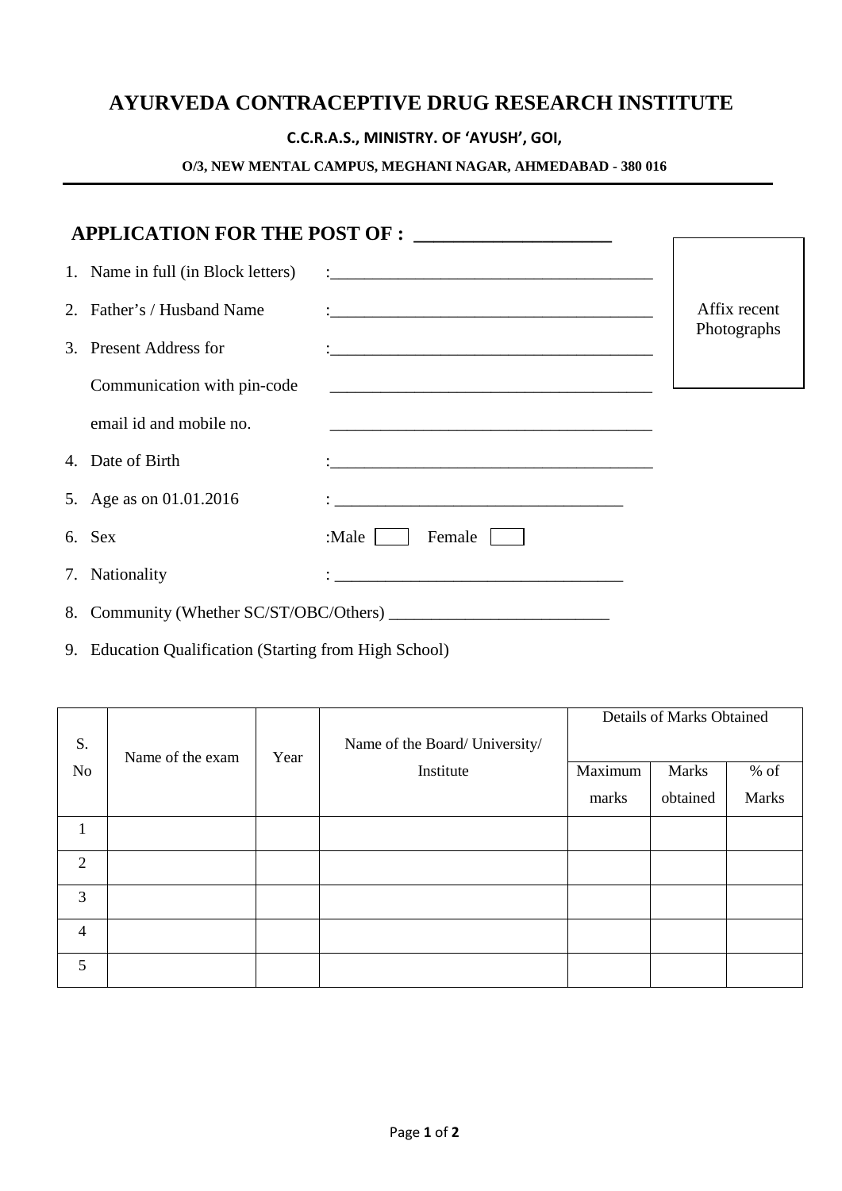# AYURVEDA CONTRACEPTIVE DRUG RESEARCH INSTITUTE

**C.C.R.A.S., MINISTRY. OF 'AYUSH', GOI,**

**O/3, NEW MENTAL CAMPUS, MEGHANI NAGAR, AHMEDABAD - 380 016**

---

## APPLICATION FOR THE POST OF : ____________________

Affix recent Photographs

1. Name in full (in Block letters) :______________________________________
2. Father's / Husband Name :______________________________________
3. Present Address for :______________________________________
   Communication with pin-code ______________________________________
   email id and mobile no. ______________________________________
4. Date of Birth :______________________________________
5. Age as on 01.01.2016 : __________________________________
6. Sex :Male [ ] Female [ ]
7. Nationality : __________________________________
8. Community (Whether SC/ST/OBC/Others) _________________________
9. Education Qualification (Starting from High School)

| S. No | Name of the exam | Year | Name of the Board/ University/ Institute | Details of Marks Obtained | | |
|---|---|---|---|---|---|---|
| | | | | Maximum marks | Marks obtained | % of Marks |
| 1 | | | | | | |
| 2 | | | | | | |
| 3 | | | | | | |
| 4 | | | | | | |
| 5 | | | | | | |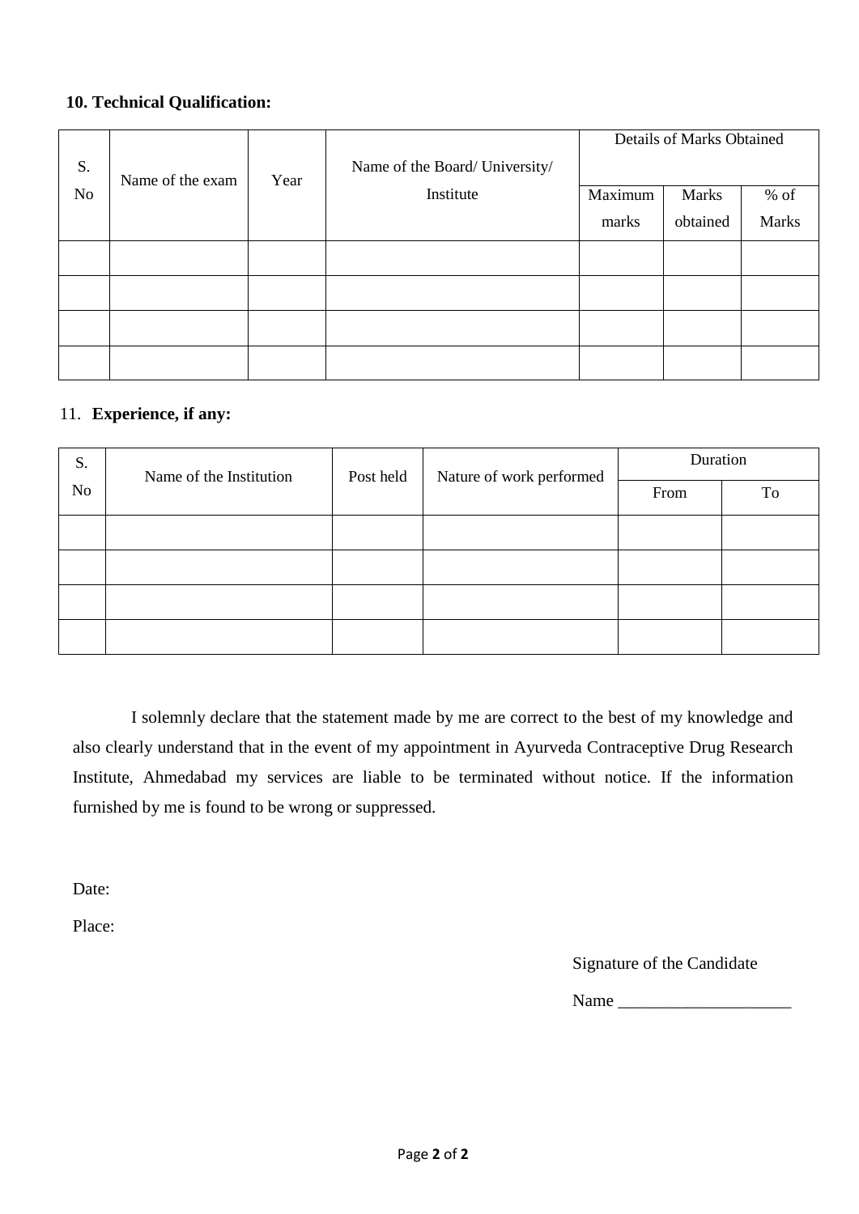**10. Technical Qualification:**

| S. No | Name of the exam | Year | Name of the Board/ University/ Institute | Details of Marks Obtained | | |
|---|---|---|---|---|---|---|
| | | | | Maximum marks | Marks obtained | % of Marks |
| | | | | | | |
| | | | | | | |
| | | | | | | |
| | | | | | | |

11. **Experience, if any:**

| S. No | Name of the Institution | Post held | Nature of work performed | Duration | |
|---|---|---|---|---|---|
| | | | | From | To |
| | | | | | |
| | | | | | |
| | | | | | |
| | | | | | |

I solemnly declare that the statement made by me are correct to the best of my knowledge and also clearly understand that in the event of my appointment in Ayurveda Contraceptive Drug Research Institute, Ahmedabad my services are liable to be terminated without notice. If the information furnished by me is found to be wrong or suppressed.

Date:

Place:

Signature of the Candidate

Name ____________________